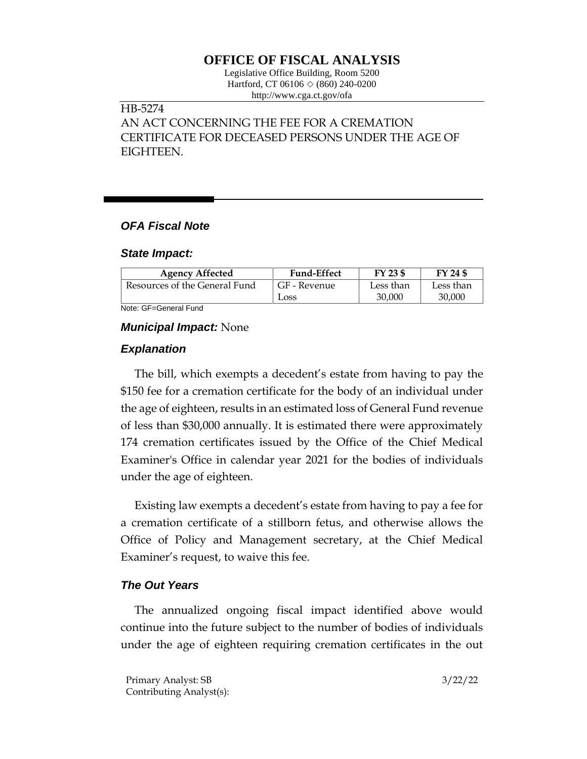# OFFICE OF FISCAL ANALYSIS

Legislative Office Building, Room 5200
Hartford, CT 06106 ◇ (860) 240-0200
http://www.cga.ct.gov/ofa

HB-5274
AN ACT CONCERNING THE FEE FOR A CREMATION CERTIFICATE FOR DECEASED PERSONS UNDER THE AGE OF EIGHTEEN.

## *OFA Fiscal Note*

### *State Impact:*

| Agency Affected | Fund-Effect | FY 23 $ | FY 24 $ |
|---|---|---|---|
| Resources of the General Fund | GF - Revenue Loss | Less than 30,000 | Less than 30,000 |

Note: GF=General Fund

### *Municipal Impact:* None

### *Explanation*

The bill, which exempts a decedent's estate from having to pay the $150 fee for a cremation certificate for the body of an individual under the age of eighteen, results in an estimated loss of General Fund revenue of less than $30,000 annually. It is estimated there were approximately 174 cremation certificates issued by the Office of the Chief Medical Examiner's Office in calendar year 2021 for the bodies of individuals under the age of eighteen.

Existing law exempts a decedent's estate from having to pay a fee for a cremation certificate of a stillborn fetus, and otherwise allows the Office of Policy and Management secretary, at the Chief Medical Examiner's request, to waive this fee.

### *The Out Years*

The annualized ongoing fiscal impact identified above would continue into the future subject to the number of bodies of individuals under the age of eighteen requiring cremation certificates in the out

Primary Analyst: SB
Contributing Analyst(s):

3/22/22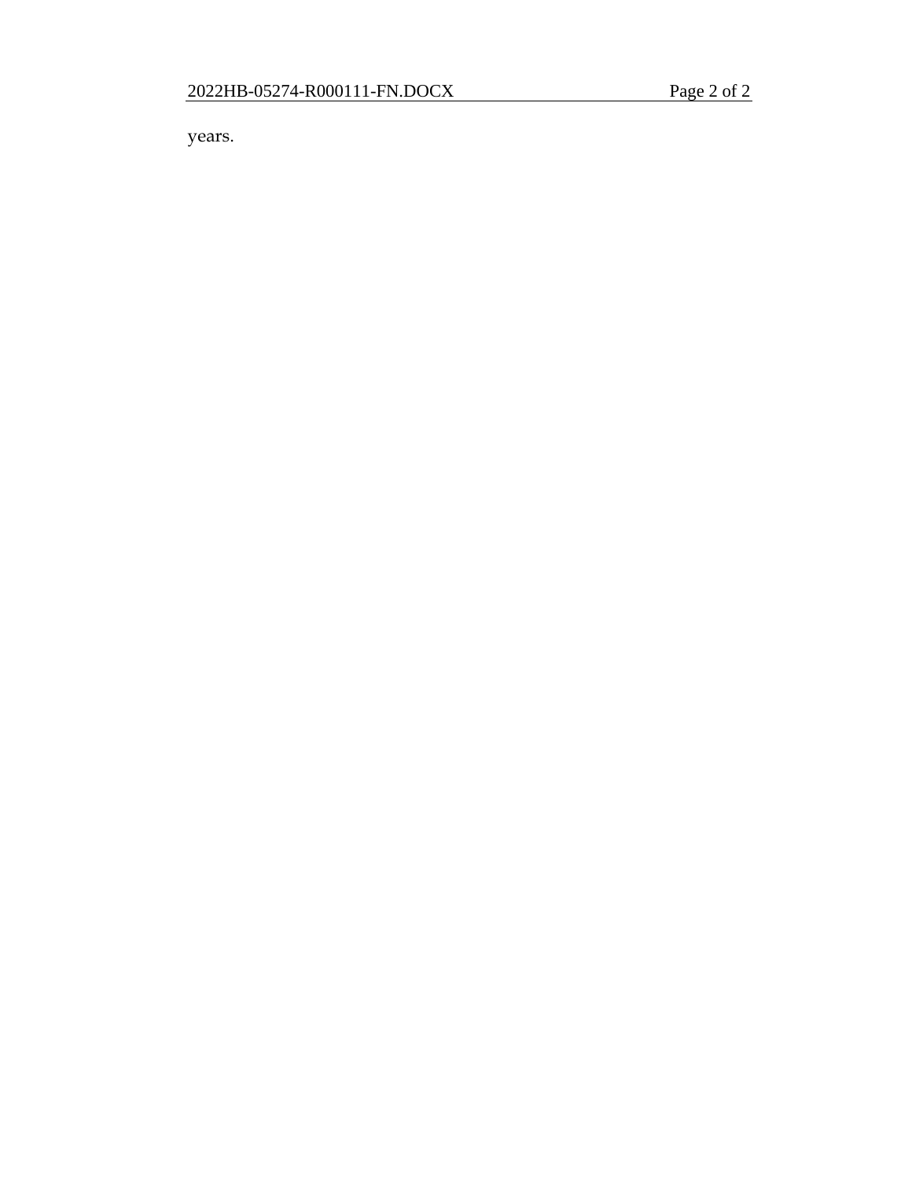years.